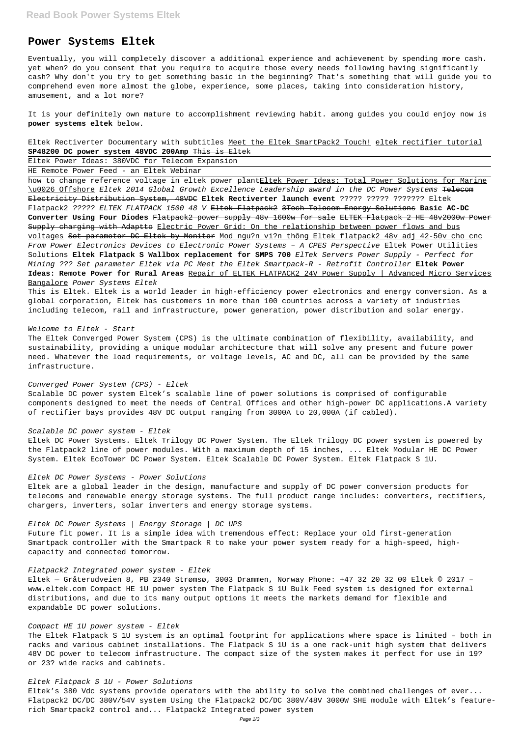# Power Systems Eltek

Eventually, you will completely discover a additional experience and achievement by spending more cash. yet when? do you consent that you require to acquire those every needs following having significantly cash? Why don't you try to get something basic in the beginning? That's something that will guide you to comprehend even more almost the globe, experience, some places, taking into consideration history, amusement, and a lot more?

It is your definitely own mature to accomplishment reviewing habit. among guides you could enjoy now is **power systems eltek** below.

Eltek Rectiverter Documentary with subtitles Meet the Eltek SmartPack2 Touch! eltek rectifier tutorial **SP48200 DC power system 48VDC 200Amp** ~~This is Eltek~~

Eltek Power Ideas: 380VDC for Telecom Expansion

HE Remote Power Feed - an Eltek Webinar

how to change reference voltage in eltek power plantEltek Power Ideas: Total Power Solutions for Marine \u0026 Offshore *Eltek 2014 Global Growth Excellence Leadership award in the DC Power Systems* ~~Telecom Electricity Distribution System, 48VDC~~ **Eltek Rectiverter launch event** ????? ????? ??????? Eltek Flatpack2 *????? ELTEK FLATPACK 1500 48 V* ~~Eltek Flatpack2~~ ~~3Tech Telecom Energy Solutions~~ **Basic AC-DC Converter Using Four Diodes** ~~Flatpack2 power supply 48v 1600w for sale~~ ~~ELTEK Flatpack 2 HE 48v2000w Power Supply charging with Adaptto~~ Electric Power Grid: On the relationship between power flows and bus voltages ~~Set parameter DC Eltek by Monitor~~ Mod ngu?n vi?n thông Eltek flatpack2 48v adj 42-50v cho cnc *From Power Electronics Devices to Electronic Power Systems – A CPES Perspective* Eltek Power Utilities Solutions **Eltek Flatpack S Wallbox replacement for SMPS 700** *ElTek Servers Power Supply - Perfect for Mining ??? Set parameter Eltek via PC Meet the Eltek Smartpack-R - Retrofit Controller* **Eltek Power Ideas: Remote Power for Rural Areas** Repair of ELTEK FLATPACK2 24V Power Supply | Advanced Micro Services Bangalore *Power Systems Eltek*

This is Eltek. Eltek is a world leader in high-efficiency power electronics and energy conversion. As a global corporation, Eltek has customers in more than 100 countries across a variety of industries including telecom, rail and infrastructure, power generation, power distribution and solar energy.

*Welcome to Eltek - Start*

The Eltek Converged Power System (CPS) is the ultimate combination of flexibility, availability, and sustainability, providing a unique modular architecture that will solve any present and future power need. Whatever the load requirements, or voltage levels, AC and DC, all can be provided by the same infrastructure.

*Converged Power System (CPS) - Eltek*

Scalable DC power system Eltek's scalable line of power solutions is comprised of configurable components designed to meet the needs of Central Offices and other high-power DC applications.A variety of rectifier bays provides 48V DC output ranging from 3000A to 20,000A (if cabled).

*Scalable DC power system - Eltek*

Eltek DC Power Systems. Eltek Trilogy DC Power System. The Eltek Trilogy DC power system is powered by the Flatpack2 line of power modules. With a maximum depth of 15 inches, ... Eltek Modular HE DC Power System. Eltek EcoTower DC Power System. Eltek Scalable DC Power System. Eltek Flatpack S 1U.

*Eltek DC Power Systems - Power Solutions*

Eltek are a global leader in the design, manufacture and supply of DC power conversion products for telecoms and renewable energy storage systems. The full product range includes: converters, rectifiers, chargers, inverters, solar inverters and energy storage systems.

*Eltek DC Power Systems | Energy Storage | DC UPS*

Future fit power. It is a simple idea with tremendous effect: Replace your old first-generation Smartpack controller with the Smartpack R to make your power system ready for a high-speed, high-capacity and connected tomorrow.

*Flatpack2 Integrated power system - Eltek*

Eltek — Gråterudveien 8, PB 2340 Strømsø, 3003 Drammen, Norway Phone: +47 32 20 32 00 Eltek © 2017 – www.eltek.com Compact HE 1U power system The Flatpack S 1U Bulk Feed system is designed for external distributions, and due to its many output options it meets the markets demand for flexible and expandable DC power solutions.

*Compact HE 1U power system - Eltek*

The Eltek Flatpack S 1U system is an optimal footprint for applications where space is limited – both in racks and various cabinet installations. The Flatpack S 1U is a one rack-unit high system that delivers 48V DC power to telecom infrastructure. The compact size of the system makes it perfect for use in 19? or 23? wide racks and cabinets.

*Eltek Flatpack S 1U - Power Solutions*

Eltek's 380 Vdc systems provide operators with the ability to solve the combined challenges of ever... Flatpack2 DC/DC 380V/54V system Using the Flatpack2 DC/DC 380V/48V 3000W SHE module with Eltek's feature-rich Smartpack2 control and... Flatpack2 Integrated power system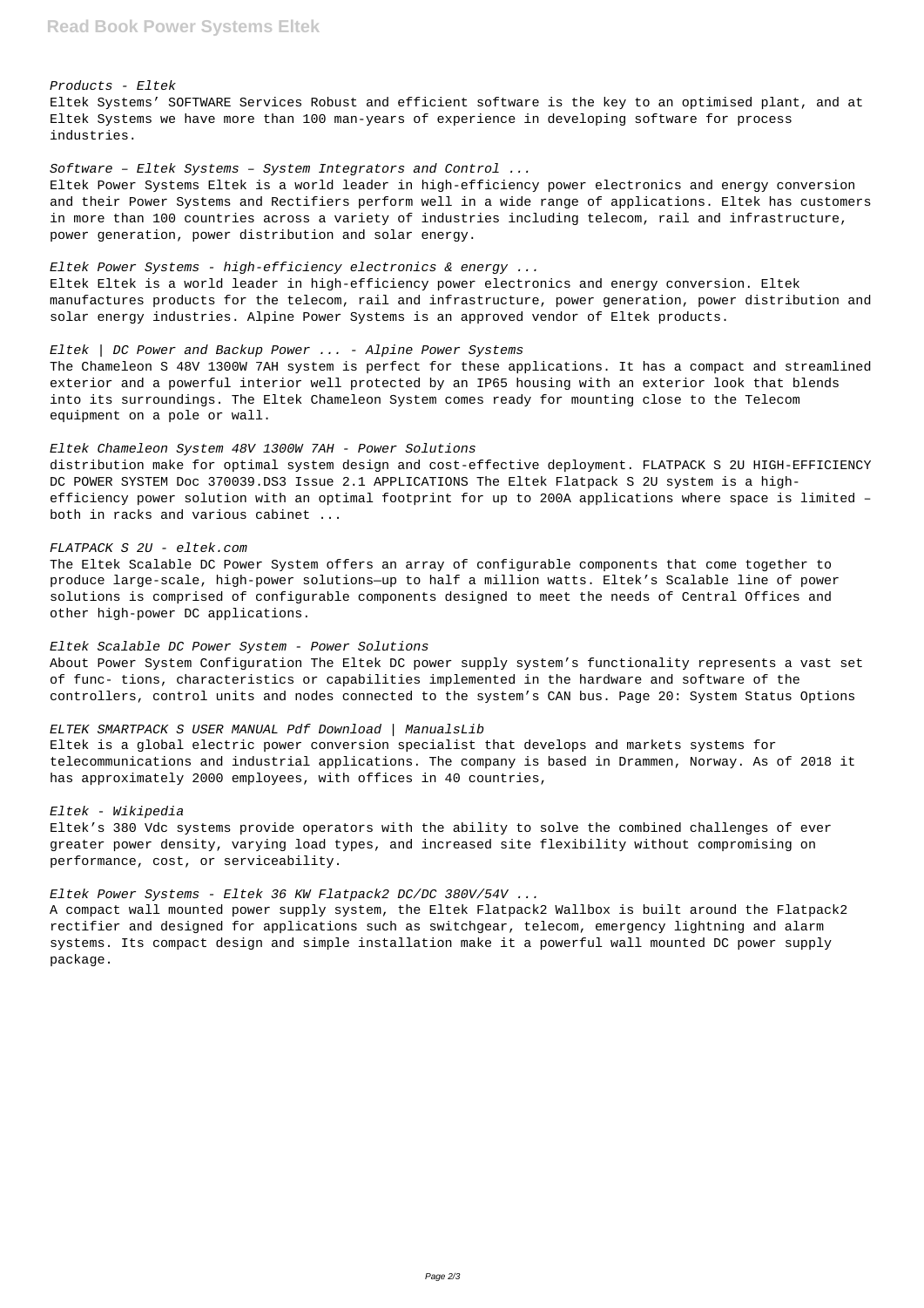*Products - Eltek*

Eltek Systems' SOFTWARE Services Robust and efficient software is the key to an optimised plant, and at Eltek Systems we have more than 100 man-years of experience in developing software for process industries.

*Software – Eltek Systems – System Integrators and Control ...*

Eltek Power Systems Eltek is a world leader in high-efficiency power electronics and energy conversion and their Power Systems and Rectifiers perform well in a wide range of applications. Eltek has customers in more than 100 countries across a variety of industries including telecom, rail and infrastructure, power generation, power distribution and solar energy.

*Eltek Power Systems - high-efficiency electronics & energy ...*

Eltek Eltek is a world leader in high-efficiency power electronics and energy conversion. Eltek manufactures products for the telecom, rail and infrastructure, power generation, power distribution and solar energy industries. Alpine Power Systems is an approved vendor of Eltek products.

*Eltek | DC Power and Backup Power ... - Alpine Power Systems*

The Chameleon S 48V 1300W 7AH system is perfect for these applications. It has a compact and streamlined exterior and a powerful interior well protected by an IP65 housing with an exterior look that blends into its surroundings. The Eltek Chameleon System comes ready for mounting close to the Telecom equipment on a pole or wall.

*Eltek Chameleon System 48V 1300W 7AH - Power Solutions*

distribution make for optimal system design and cost-effective deployment. FLATPACK S 2U HIGH-EFFICIENCY DC POWER SYSTEM Doc 370039.DS3 Issue 2.1 APPLICATIONS The Eltek Flatpack S 2U system is a high-efficiency power solution with an optimal footprint for up to 200A applications where space is limited – both in racks and various cabinet ...

*FLATPACK S 2U - eltek.com*

The Eltek Scalable DC Power System offers an array of configurable components that come together to produce large-scale, high-power solutions—up to half a million watts. Eltek's Scalable line of power solutions is comprised of configurable components designed to meet the needs of Central Offices and other high-power DC applications.

*Eltek Scalable DC Power System - Power Solutions*

About Power System Configuration The Eltek DC power supply system's functionality represents a vast set of func- tions, characteristics or capabilities implemented in the hardware and software of the controllers, control units and nodes connected to the system's CAN bus. Page 20: System Status Options

*ELTEK SMARTPACK S USER MANUAL Pdf Download | ManualsLib*

Eltek is a global electric power conversion specialist that develops and markets systems for telecommunications and industrial applications. The company is based in Drammen, Norway. As of 2018 it has approximately 2000 employees, with offices in 40 countries,

*Eltek - Wikipedia*

Eltek's 380 Vdc systems provide operators with the ability to solve the combined challenges of ever greater power density, varying load types, and increased site flexibility without compromising on performance, cost, or serviceability.

*Eltek Power Systems - Eltek 36 KW Flatpack2 DC/DC 380V/54V ...*

A compact wall mounted power supply system, the Eltek Flatpack2 Wallbox is built around the Flatpack2 rectifier and designed for applications such as switchgear, telecom, emergency lightning and alarm systems. Its compact design and simple installation make it a powerful wall mounted DC power supply package.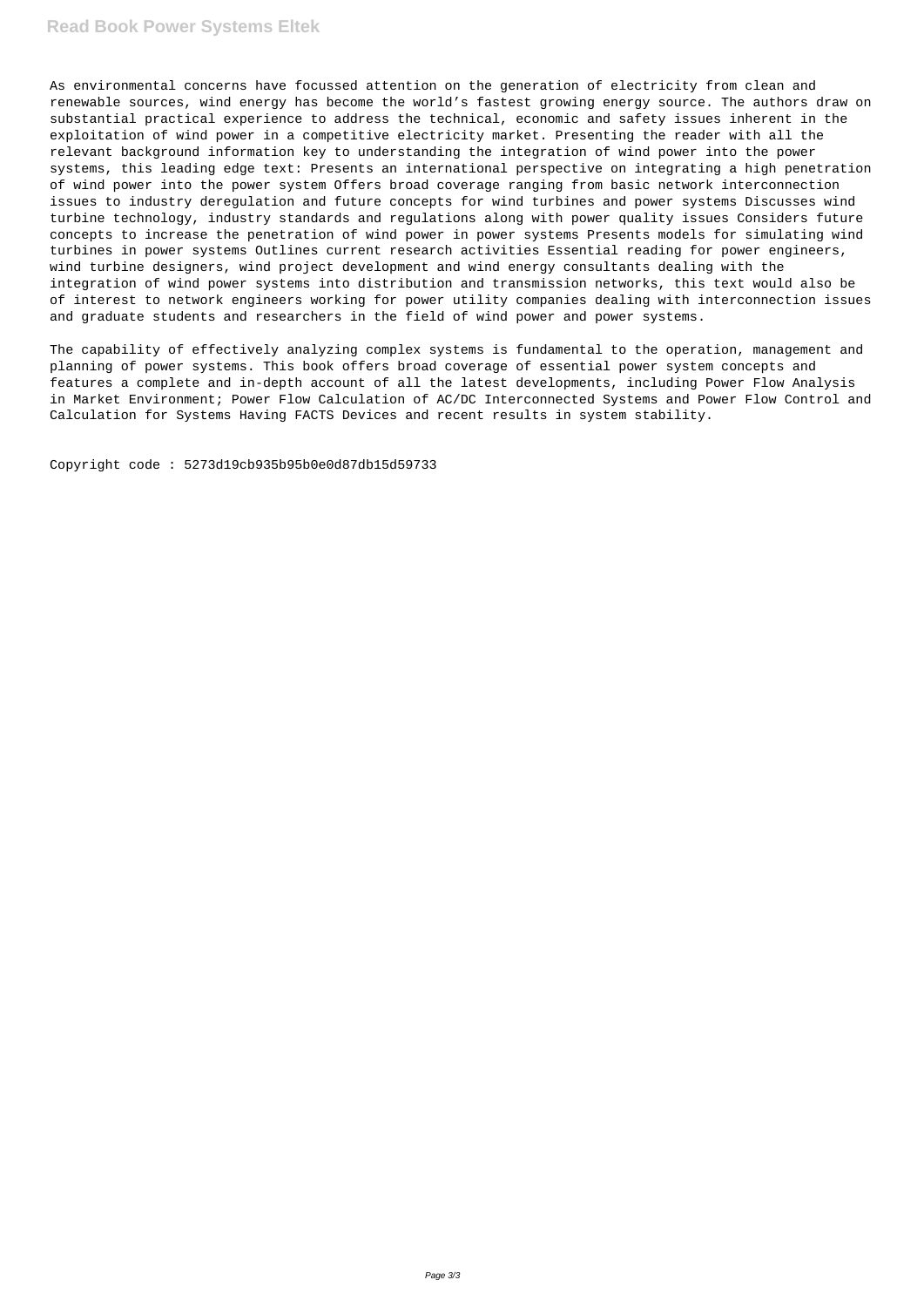As environmental concerns have focussed attention on the generation of electricity from clean and renewable sources, wind energy has become the world's fastest growing energy source. The authors draw on substantial practical experience to address the technical, economic and safety issues inherent in the exploitation of wind power in a competitive electricity market. Presenting the reader with all the relevant background information key to understanding the integration of wind power into the power systems, this leading edge text: Presents an international perspective on integrating a high penetration of wind power into the power system Offers broad coverage ranging from basic network interconnection issues to industry deregulation and future concepts for wind turbines and power systems Discusses wind turbine technology, industry standards and regulations along with power quality issues Considers future concepts to increase the penetration of wind power in power systems Presents models for simulating wind turbines in power systems Outlines current research activities Essential reading for power engineers, wind turbine designers, wind project development and wind energy consultants dealing with the integration of wind power systems into distribution and transmission networks, this text would also be of interest to network engineers working for power utility companies dealing with interconnection issues and graduate students and researchers in the field of wind power and power systems.

The capability of effectively analyzing complex systems is fundamental to the operation, management and planning of power systems. This book offers broad coverage of essential power system concepts and features a complete and in-depth account of all the latest developments, including Power Flow Analysis in Market Environment; Power Flow Calculation of AC/DC Interconnected Systems and Power Flow Control and Calculation for Systems Having FACTS Devices and recent results in system stability.

Copyright code : 5273d19cb935b95b0e0d87db15d59733